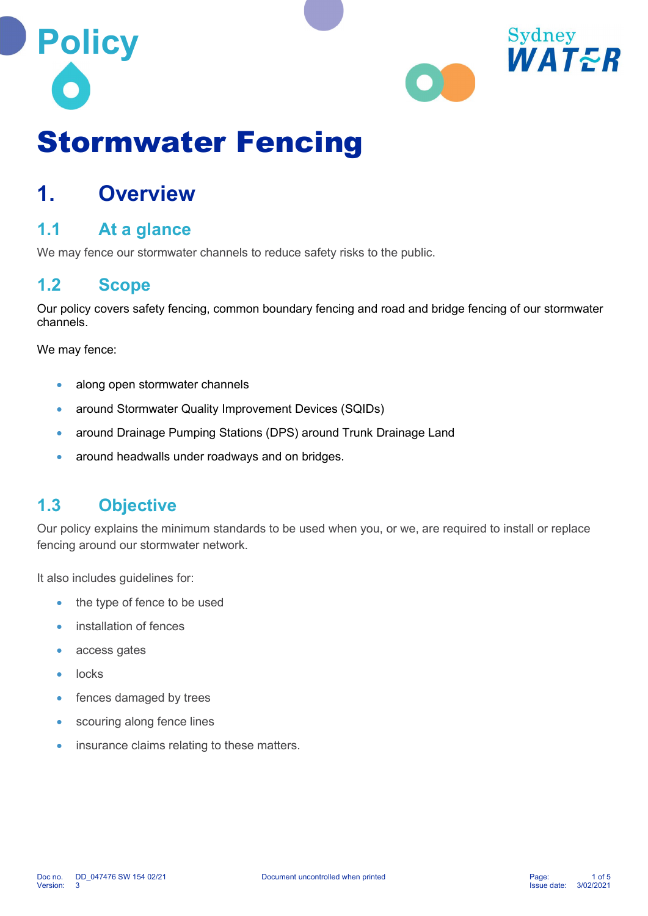Policy

# Stormwater Fencing

## 1. Overview

### 1.1 At a glance

We may fence our stormwater channels to reduce safety risks to the public.

### 1.2 Scope

Our policy covers safety fencing, common boundary fencing and road and bridge fencing of our stormwater channels.

We may fence:

- along open stormwater channels
- around Stormwater Quality Improvement Devices (SQIDs)
- around Drainage Pumping Stations (DPS) around Trunk Drainage Land
- around headwalls under roadways and on bridges.

### 1.3 Objective

Our policy explains the minimum standards to be used when you, or we, are required to install or replace fencing around our stormwater network.

It also includes guidelines for:

- the type of fence to be used
- installation of fences
- access gates
- locks
- fences damaged by trees
- scouring along fence lines
- insurance claims relating to these matters.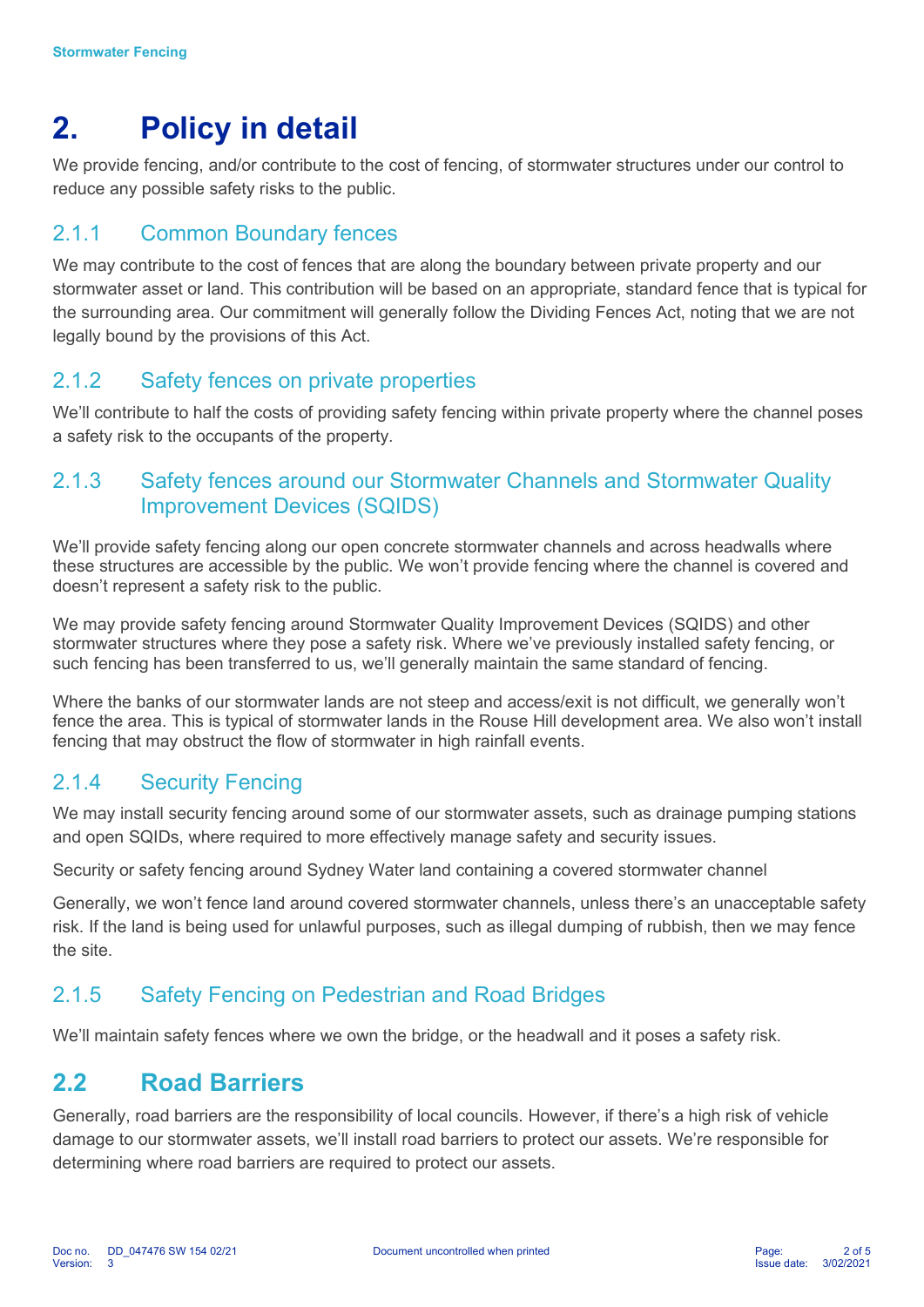# 2. Policy in detail

We provide fencing, and/or contribute to the cost of fencing, of stormwater structures under our control to reduce any possible safety risks to the public.

### 2.1.1 Common Boundary fences

We may contribute to the cost of fences that are along the boundary between private property and our stormwater asset or land. This contribution will be based on an appropriate, standard fence that is typical for the surrounding area. Our commitment will generally follow the Dividing Fences Act, noting that we are not legally bound by the provisions of this Act.

### 2.1.2 Safety fences on private properties

We'll contribute to half the costs of providing safety fencing within private property where the channel poses a safety risk to the occupants of the property.

### 2.1.3 Safety fences around our Stormwater Channels and Stormwater Quality Improvement Devices (SQIDS)

We'll provide safety fencing along our open concrete stormwater channels and across headwalls where these structures are accessible by the public. We won't provide fencing where the channel is covered and doesn't represent a safety risk to the public.

We may provide safety fencing around Stormwater Quality Improvement Devices (SQIDS) and other stormwater structures where they pose a safety risk. Where we've previously installed safety fencing, or such fencing has been transferred to us, we'll generally maintain the same standard of fencing.

Where the banks of our stormwater lands are not steep and access/exit is not difficult, we generally won't fence the area. This is typical of stormwater lands in the Rouse Hill development area. We also won't install fencing that may obstruct the flow of stormwater in high rainfall events.

### 2.1.4 Security Fencing

We may install security fencing around some of our stormwater assets, such as drainage pumping stations and open SQIDs, where required to more effectively manage safety and security issues.

Security or safety fencing around Sydney Water land containing a covered stormwater channel

Generally, we won't fence land around covered stormwater channels, unless there's an unacceptable safety risk. If the land is being used for unlawful purposes, such as illegal dumping of rubbish, then we may fence the site.

### 2.1.5 Safety Fencing on Pedestrian and Road Bridges

We'll maintain safety fences where we own the bridge, or the headwall and it poses a safety risk.

## 2.2 Road Barriers

Generally, road barriers are the responsibility of local councils. However, if there's a high risk of vehicle damage to our stormwater assets, we'll install road barriers to protect our assets. We're responsible for determining where road barriers are required to protect our assets.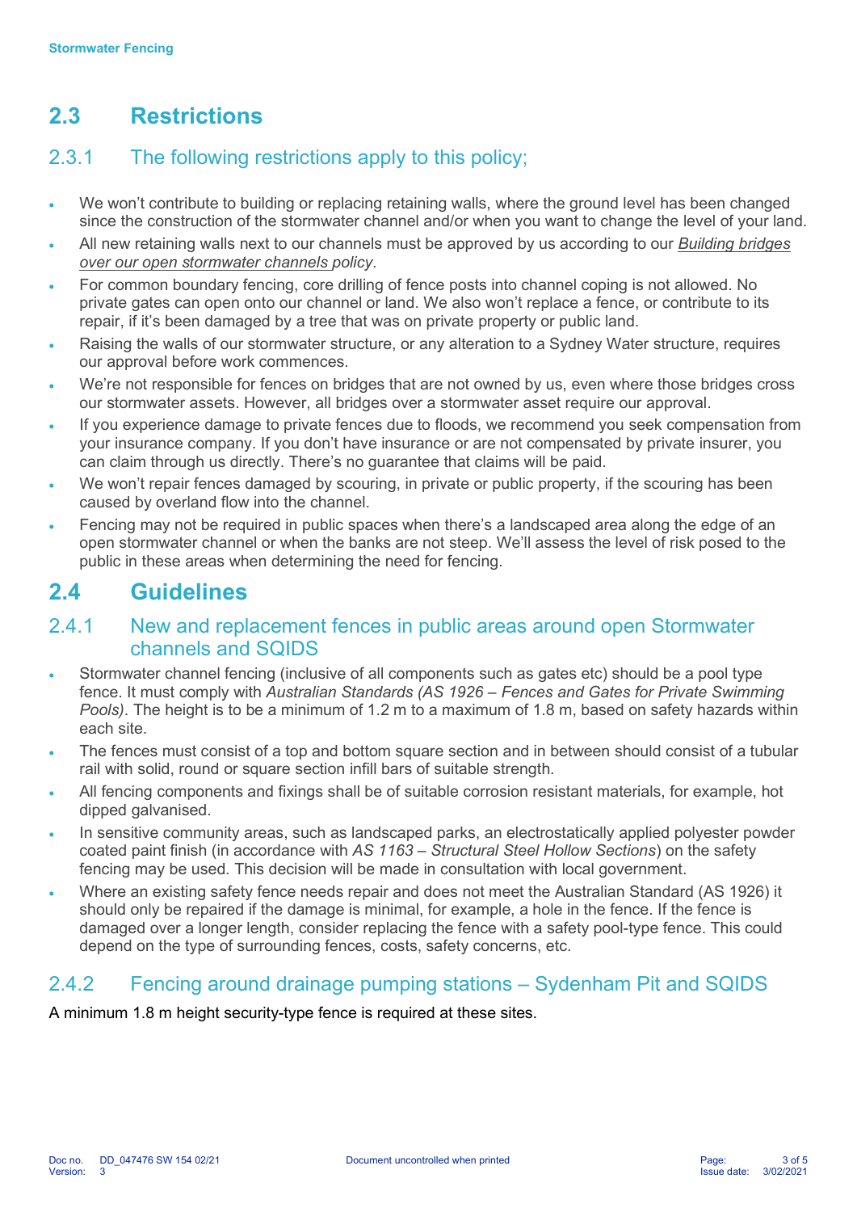## 2.3 Restrictions

### 2.3.1 The following restrictions apply to this policy;

- We won't contribute to building or replacing retaining walls, where the ground level has been changed since the construction of the stormwater channel and/or when you want to change the level of your land.
- All new retaining walls next to our channels must be approved by us according to our *Building bridges over our open stormwater channels policy*.
- For common boundary fencing, core drilling of fence posts into channel coping is not allowed. No private gates can open onto our channel or land. We also won't replace a fence, or contribute to its repair, if it's been damaged by a tree that was on private property or public land.
- Raising the walls of our stormwater structure, or any alteration to a Sydney Water structure, requires our approval before work commences.
- We're not responsible for fences on bridges that are not owned by us, even where those bridges cross our stormwater assets. However, all bridges over a stormwater asset require our approval.
- If you experience damage to private fences due to floods, we recommend you seek compensation from your insurance company. If you don't have insurance or are not compensated by private insurer, you can claim through us directly. There's no guarantee that claims will be paid.
- We won't repair fences damaged by scouring, in private or public property, if the scouring has been caused by overland flow into the channel.
- Fencing may not be required in public spaces when there's a landscaped area along the edge of an open stormwater channel or when the banks are not steep. We'll assess the level of risk posed to the public in these areas when determining the need for fencing.

## 2.4 Guidelines

### 2.4.1 New and replacement fences in public areas around open Stormwater channels and SQIDS

- Stormwater channel fencing (inclusive of all components such as gates etc) should be a pool type fence. It must comply with *Australian Standards (AS 1926 – Fences and Gates for Private Swimming Pools)*. The height is to be a minimum of 1.2 m to a maximum of 1.8 m, based on safety hazards within each site.
- The fences must consist of a top and bottom square section and in between should consist of a tubular rail with solid, round or square section infill bars of suitable strength.
- All fencing components and fixings shall be of suitable corrosion resistant materials, for example, hot dipped galvanised.
- In sensitive community areas, such as landscaped parks, an electrostatically applied polyester powder coated paint finish (in accordance with *AS 1163 – Structural Steel Hollow Sections*) on the safety fencing may be used. This decision will be made in consultation with local government.
- Where an existing safety fence needs repair and does not meet the Australian Standard (AS 1926) it should only be repaired if the damage is minimal, for example, a hole in the fence. If the fence is damaged over a longer length, consider replacing the fence with a safety pool-type fence. This could depend on the type of surrounding fences, costs, safety concerns, etc.

### 2.4.2 Fencing around drainage pumping stations – Sydenham Pit and SQIDS

A minimum 1.8 m height security-type fence is required at these sites.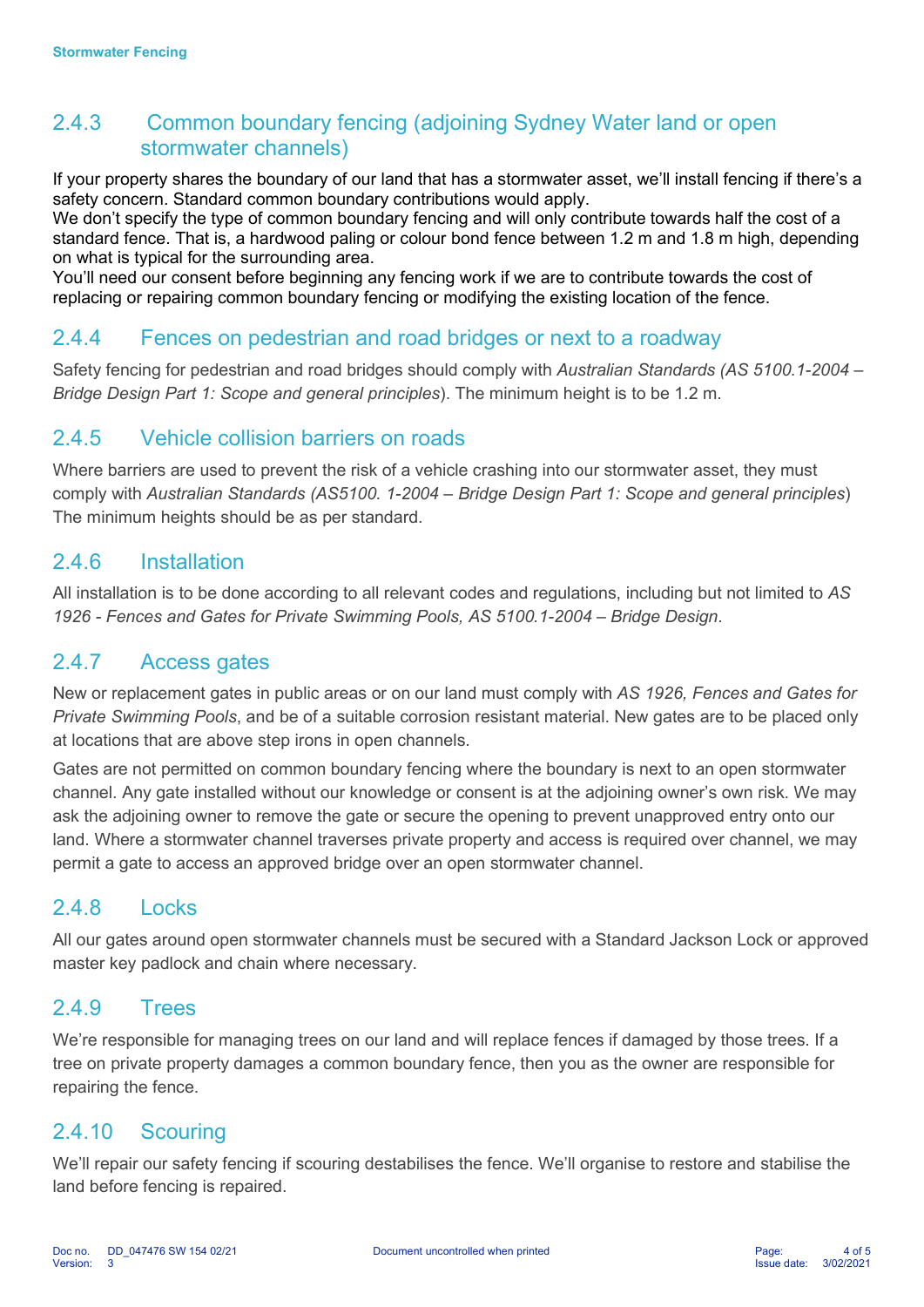### 2.4.3 Common boundary fencing (adjoining Sydney Water land or open stormwater channels)

If your property shares the boundary of our land that has a stormwater asset, we'll install fencing if there's a safety concern. Standard common boundary contributions would apply.
We don't specify the type of common boundary fencing and will only contribute towards half the cost of a standard fence. That is, a hardwood paling or colour bond fence between 1.2 m and 1.8 m high, depending on what is typical for the surrounding area.
You'll need our consent before beginning any fencing work if we are to contribute towards the cost of replacing or repairing common boundary fencing or modifying the existing location of the fence.

### 2.4.4 Fences on pedestrian and road bridges or next to a roadway

Safety fencing for pedestrian and road bridges should comply with *Australian Standards (AS 5100.1-2004 – Bridge Design Part 1: Scope and general principles*). The minimum height is to be 1.2 m.

### 2.4.5 Vehicle collision barriers on roads

Where barriers are used to prevent the risk of a vehicle crashing into our stormwater asset, they must comply with *Australian Standards (AS5100. 1-2004 – Bridge Design Part 1: Scope and general principles*) The minimum heights should be as per standard.

### 2.4.6 Installation

All installation is to be done according to all relevant codes and regulations, including but not limited to *AS 1926 - Fences and Gates for Private Swimming Pools, AS 5100.1-2004 – Bridge Design*.

### 2.4.7 Access gates

New or replacement gates in public areas or on our land must comply with *AS 1926, Fences and Gates for Private Swimming Pools*, and be of a suitable corrosion resistant material. New gates are to be placed only at locations that are above step irons in open channels.

Gates are not permitted on common boundary fencing where the boundary is next to an open stormwater channel. Any gate installed without our knowledge or consent is at the adjoining owner's own risk. We may ask the adjoining owner to remove the gate or secure the opening to prevent unapproved entry onto our land. Where a stormwater channel traverses private property and access is required over channel, we may permit a gate to access an approved bridge over an open stormwater channel.

### 2.4.8 Locks

All our gates around open stormwater channels must be secured with a Standard Jackson Lock or approved master key padlock and chain where necessary.

### 2.4.9 Trees

We're responsible for managing trees on our land and will replace fences if damaged by those trees. If a tree on private property damages a common boundary fence, then you as the owner are responsible for repairing the fence.

### 2.4.10 Scouring

We'll repair our safety fencing if scouring destabilises the fence. We'll organise to restore and stabilise the land before fencing is repaired.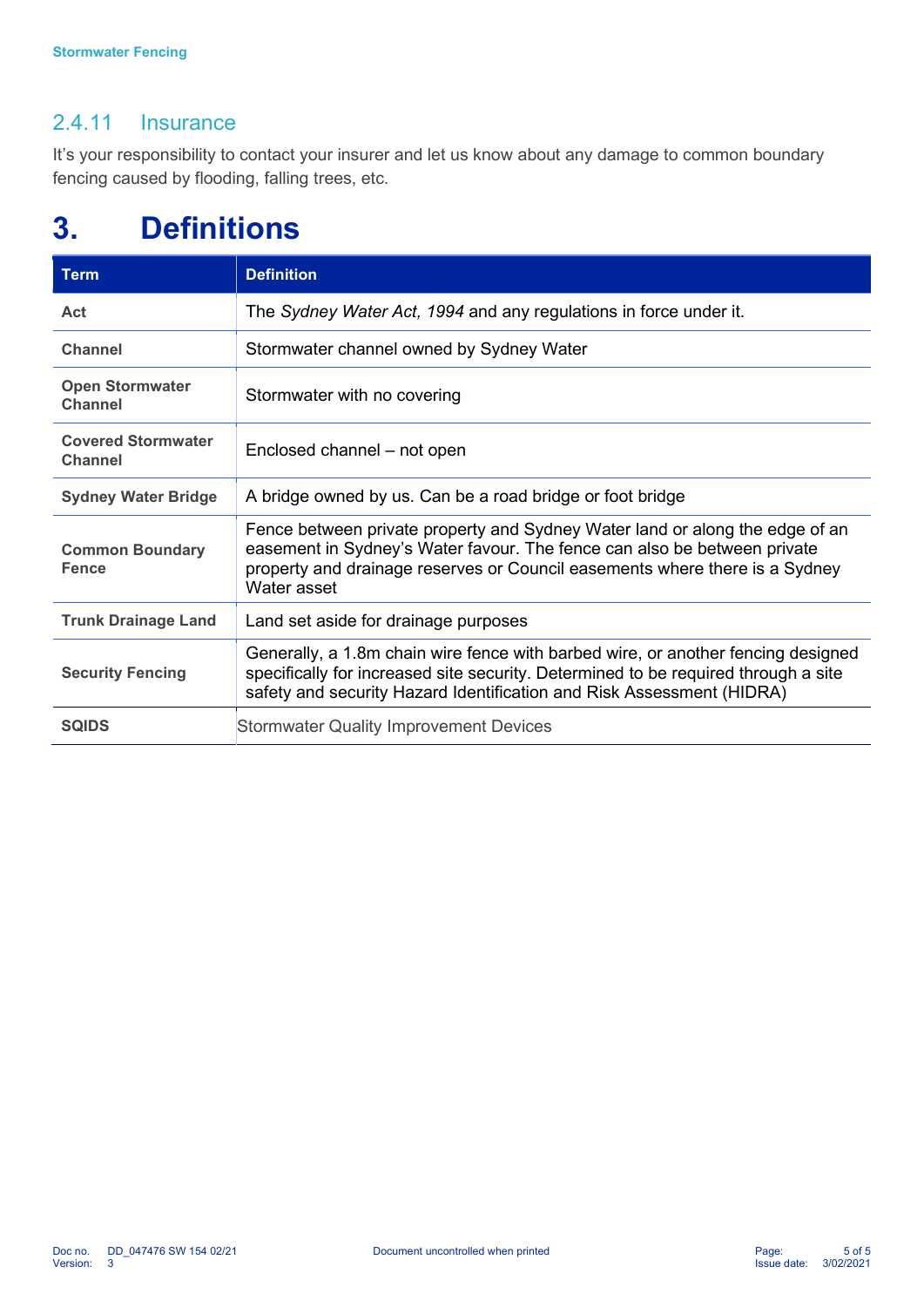### 2.4.11 Insurance

It's your responsibility to contact your insurer and let us know about any damage to common boundary fencing caused by flooding, falling trees, etc.

# 3. Definitions

| Term | Definition |
|---|---|
| **Act** | The *Sydney Water Act, 1994* and any regulations in force under it. |
| **Channel** | Stormwater channel owned by Sydney Water |
| **Open Stormwater Channel** | Stormwater with no covering |
| **Covered Stormwater Channel** | Enclosed channel – not open |
| **Sydney Water Bridge** | A bridge owned by us. Can be a road bridge or foot bridge |
| **Common Boundary Fence** | Fence between private property and Sydney Water land or along the edge of an easement in Sydney's Water favour. The fence can also be between private property and drainage reserves or Council easements where there is a Sydney Water asset |
| **Trunk Drainage Land** | Land set aside for drainage purposes |
| **Security Fencing** | Generally, a 1.8m chain wire fence with barbed wire, or another fencing designed specifically for increased site security. Determined to be required through a site safety and security Hazard Identification and Risk Assessment (HIDRA) |
| **SQIDS** | Stormwater Quality Improvement Devices |